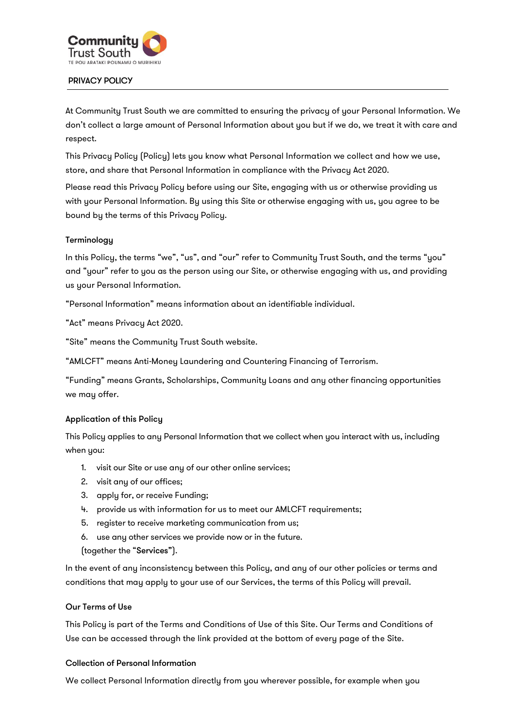Community Trust South

TE POU ARATAKI POUNAMU O MURIHIKU

# PRIVACY POLICY

At Community Trust South we are committed to ensuring the privacy of your Personal Information. We don't collect a large amount of Personal Information about you but if we do, we treat it with care and respect.

This Privacy Policy (Policy) lets you know what Personal Information we collect and how we use, store, and share that Personal Information in compliance with the Privacy Act 2020.

Please read this Privacy Policy before using our Site, engaging with us or otherwise providing us with your Personal Information. By using this Site or otherwise engaging with us, you agree to be bound by the terms of this Privacy Policy.

## Terminology

In this Policy, the terms "we", "us", and "our" refer to Community Trust South, and the terms "you" and "your" refer to you as the person using our Site, or otherwise engaging with us, and providing us your Personal Information.

"Personal Information" means information about an identifiable individual.

"Act" means Privacy Act 2020.

"Site" means the Community Trust South website.

"AMLCFT" means Anti-Money Laundering and Countering Financing of Terrorism.

"Funding" means Grants, Scholarships, Community Loans and any other financing opportunities we may offer.

## Application of this Policy

This Policy applies to any Personal Information that we collect when you interact with us, including when you:

1. visit our Site or use any of our other online services;
2. visit any of our offices;
3. apply for, or receive Funding;
4. provide us with information for us to meet our AMLCFT requirements;
5. register to receive marketing communication from us;
6. use any other services we provide now or in the future.

(together the "**Services**").

In the event of any inconsistency between this Policy, and any of our other policies or terms and conditions that may apply to your use of our Services, the terms of this Policy will prevail.

## Our Terms of Use

This Policy is part of the Terms and Conditions of Use of this Site. Our Terms and Conditions of Use can be accessed through the link provided at the bottom of every page of the Site.

## Collection of Personal Information

We collect Personal Information directly from you wherever possible, for example when you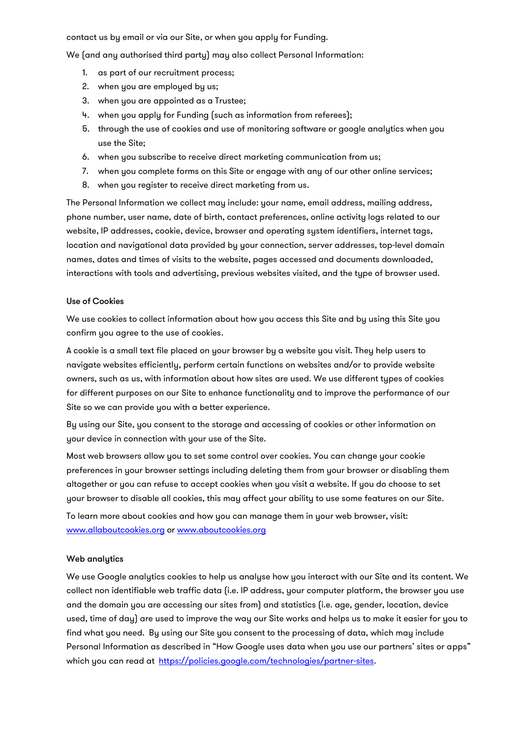contact us by email or via our Site, or when you apply for Funding.

We (and any authorised third party) may also collect Personal Information:

1. as part of our recruitment process;
2. when you are employed by us;
3. when you are appointed as a Trustee;
4. when you apply for Funding (such as information from referees);
5. through the use of cookies and use of monitoring software or google analytics when you use the Site;
6. when you subscribe to receive direct marketing communication from us;
7. when you complete forms on this Site or engage with any of our other online services;
8. when you register to receive direct marketing from us.

The Personal Information we collect may include: your name, email address, mailing address, phone number, user name, date of birth, contact preferences, online activity logs related to our website, IP addresses, cookie, device, browser and operating system identifiers, internet tags, location and navigational data provided by your connection, server addresses, top-level domain names, dates and times of visits to the website, pages accessed and documents downloaded, interactions with tools and advertising, previous websites visited, and the type of browser used.

### Use of Cookies

We use cookies to collect information about how you access this Site and by using this Site you confirm you agree to the use of cookies.

A cookie is a small text file placed on your browser by a website you visit. They help users to navigate websites efficiently, perform certain functions on websites and/or to provide website owners, such as us, with information about how sites are used. We use different types of cookies for different purposes on our Site to enhance functionality and to improve the performance of our Site so we can provide you with a better experience.

By using our Site, you consent to the storage and accessing of cookies or other information on your device in connection with your use of the Site.

Most web browsers allow you to set some control over cookies. You can change your cookie preferences in your browser settings including deleting them from your browser or disabling them altogether or you can refuse to accept cookies when you visit a website. If you do choose to set your browser to disable all cookies, this may affect your ability to use some features on our Site.

To learn more about cookies and how you can manage them in your web browser, visit: [www.allaboutcookies.org](http://www.allaboutcookies.org) or [www.aboutcookies.org](http://www.aboutcookies.org)

### Web analytics

We use Google analytics cookies to help us analyse how you interact with our Site and its content. We collect non identifiable web traffic data (i.e. IP address, your computer platform, the browser you use and the domain you are accessing our sites from) and statistics (i.e. age, gender, location, device used, time of day) are used to improve the way our Site works and helps us to make it easier for you to find what you need. By using our Site you consent to the processing of data, which may include Personal Information as described in "How Google uses data when you use our partners' sites or apps" which you can read at [https://policies.google.com/technologies/partner-sites](https://policies.google.com/technologies/partner-sites).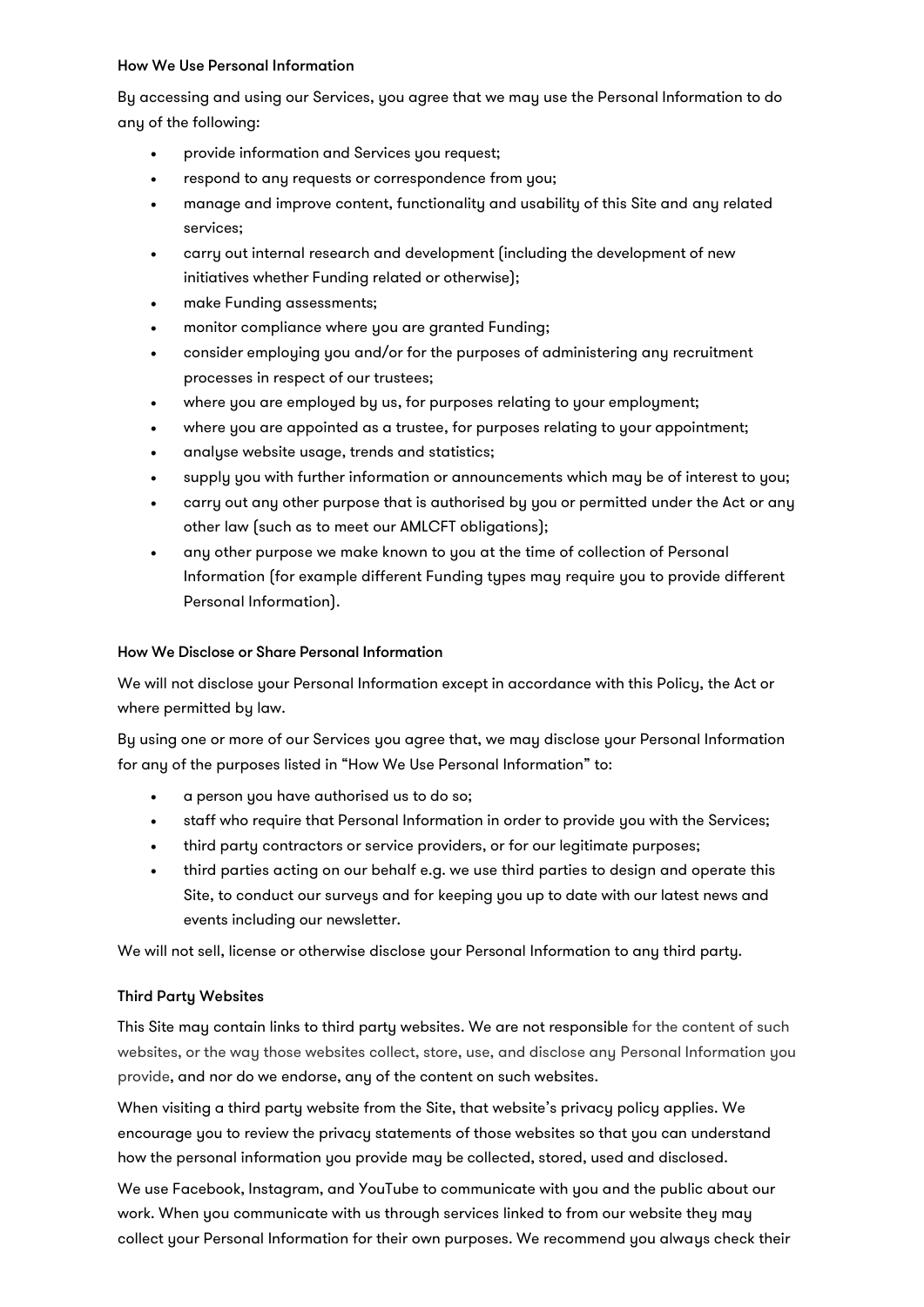### How We Use Personal Information

By accessing and using our Services, you agree that we may use the Personal Information to do any of the following:

- provide information and Services you request;
- respond to any requests or correspondence from you;
- manage and improve content, functionality and usability of this Site and any related services;
- carry out internal research and development (including the development of new initiatives whether Funding related or otherwise);
- make Funding assessments;
- monitor compliance where you are granted Funding;
- consider employing you and/or for the purposes of administering any recruitment processes in respect of our trustees;
- where you are employed by us, for purposes relating to your employment;
- where you are appointed as a trustee, for purposes relating to your appointment;
- analyse website usage, trends and statistics;
- supply you with further information or announcements which may be of interest to you;
- carry out any other purpose that is authorised by you or permitted under the Act or any other law (such as to meet our AMLCFT obligations);
- any other purpose we make known to you at the time of collection of Personal Information (for example different Funding types may require you to provide different Personal Information).

### How We Disclose or Share Personal Information

We will not disclose your Personal Information except in accordance with this Policy, the Act or where permitted by law.

By using one or more of our Services you agree that, we may disclose your Personal Information for any of the purposes listed in "How We Use Personal Information" to:

- a person you have authorised us to do so;
- staff who require that Personal Information in order to provide you with the Services;
- third party contractors or service providers, or for our legitimate purposes;
- third parties acting on our behalf e.g. we use third parties to design and operate this Site, to conduct our surveys and for keeping you up to date with our latest news and events including our newsletter.

We will not sell, license or otherwise disclose your Personal Information to any third party.

### Third Party Websites

This Site may contain links to third party websites. We are not responsible for the content of such websites, or the way those websites collect, store, use, and disclose any Personal Information you provide, and nor do we endorse, any of the content on such websites.

When visiting a third party website from the Site, that website's privacy policy applies. We encourage you to review the privacy statements of those websites so that you can understand how the personal information you provide may be collected, stored, used and disclosed.

We use Facebook, Instagram, and YouTube to communicate with you and the public about our work. When you communicate with us through services linked to from our website they may collect your Personal Information for their own purposes. We recommend you always check their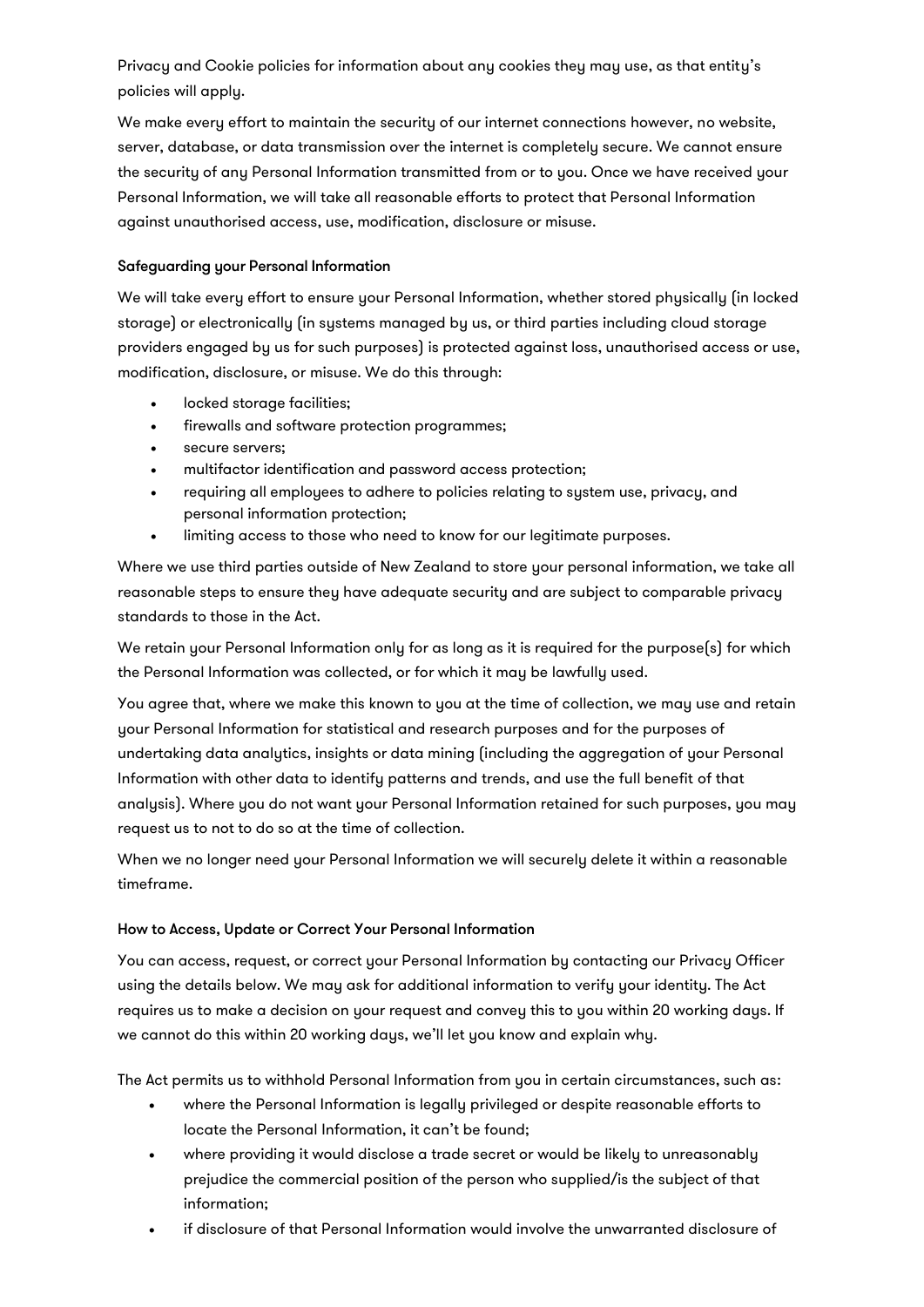Privacy and Cookie policies for information about any cookies they may use, as that entity's policies will apply.

We make every effort to maintain the security of our internet connections however, no website, server, database, or data transmission over the internet is completely secure. We cannot ensure the security of any Personal Information transmitted from or to you. Once we have received your Personal Information, we will take all reasonable efforts to protect that Personal Information against unauthorised access, use, modification, disclosure or misuse.

### Safeguarding your Personal Information

We will take every effort to ensure your Personal Information, whether stored physically (in locked storage) or electronically (in systems managed by us, or third parties including cloud storage providers engaged by us for such purposes) is protected against loss, unauthorised access or use, modification, disclosure, or misuse. We do this through:

- locked storage facilities;
- firewalls and software protection programmes;
- secure servers;
- multifactor identification and password access protection;
- requiring all employees to adhere to policies relating to system use, privacy, and personal information protection;
- limiting access to those who need to know for our legitimate purposes.

Where we use third parties outside of New Zealand to store your personal information, we take all reasonable steps to ensure they have adequate security and are subject to comparable privacy standards to those in the Act.

We retain your Personal Information only for as long as it is required for the purpose(s) for which the Personal Information was collected, or for which it may be lawfully used.

You agree that, where we make this known to you at the time of collection, we may use and retain your Personal Information for statistical and research purposes and for the purposes of undertaking data analytics, insights or data mining (including the aggregation of your Personal Information with other data to identify patterns and trends, and use the full benefit of that analysis). Where you do not want your Personal Information retained for such purposes, you may request us to not to do so at the time of collection.

When we no longer need your Personal Information we will securely delete it within a reasonable timeframe.

### How to Access, Update or Correct Your Personal Information

You can access, request, or correct your Personal Information by contacting our Privacy Officer using the details below. We may ask for additional information to verify your identity. The Act requires us to make a decision on your request and convey this to you within 20 working days. If we cannot do this within 20 working days, we'll let you know and explain why.

The Act permits us to withhold Personal Information from you in certain circumstances, such as:

- where the Personal Information is legally privileged or despite reasonable efforts to locate the Personal Information, it can't be found;
- where providing it would disclose a trade secret or would be likely to unreasonably prejudice the commercial position of the person who supplied/is the subject of that information;
- if disclosure of that Personal Information would involve the unwarranted disclosure of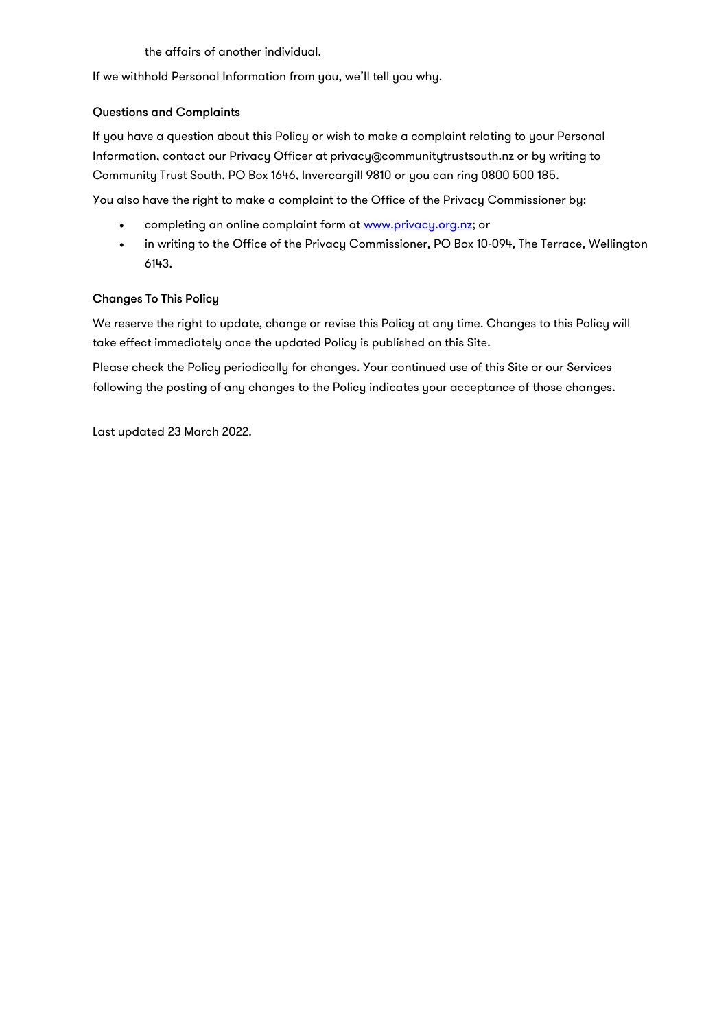the affairs of another individual.

If we withhold Personal Information from you, we'll tell you why.

### Questions and Complaints

If you have a question about this Policy or wish to make a complaint relating to your Personal Information, contact our Privacy Officer at privacy@communitytrustsouth.nz or by writing to Community Trust South, PO Box 1646, Invercargill 9810 or you can ring 0800 500 185.

You also have the right to make a complaint to the Office of the Privacy Commissioner by:

- completing an online complaint form at [www.privacy.org.nz](http://www.privacy.org.nz); or
- in writing to the Office of the Privacy Commissioner, PO Box 10-094, The Terrace, Wellington 6143.

### Changes To This Policy

We reserve the right to update, change or revise this Policy at any time. Changes to this Policy will take effect immediately once the updated Policy is published on this Site.

Please check the Policy periodically for changes. Your continued use of this Site or our Services following the posting of any changes to the Policy indicates your acceptance of those changes.

Last updated 23 March 2022.